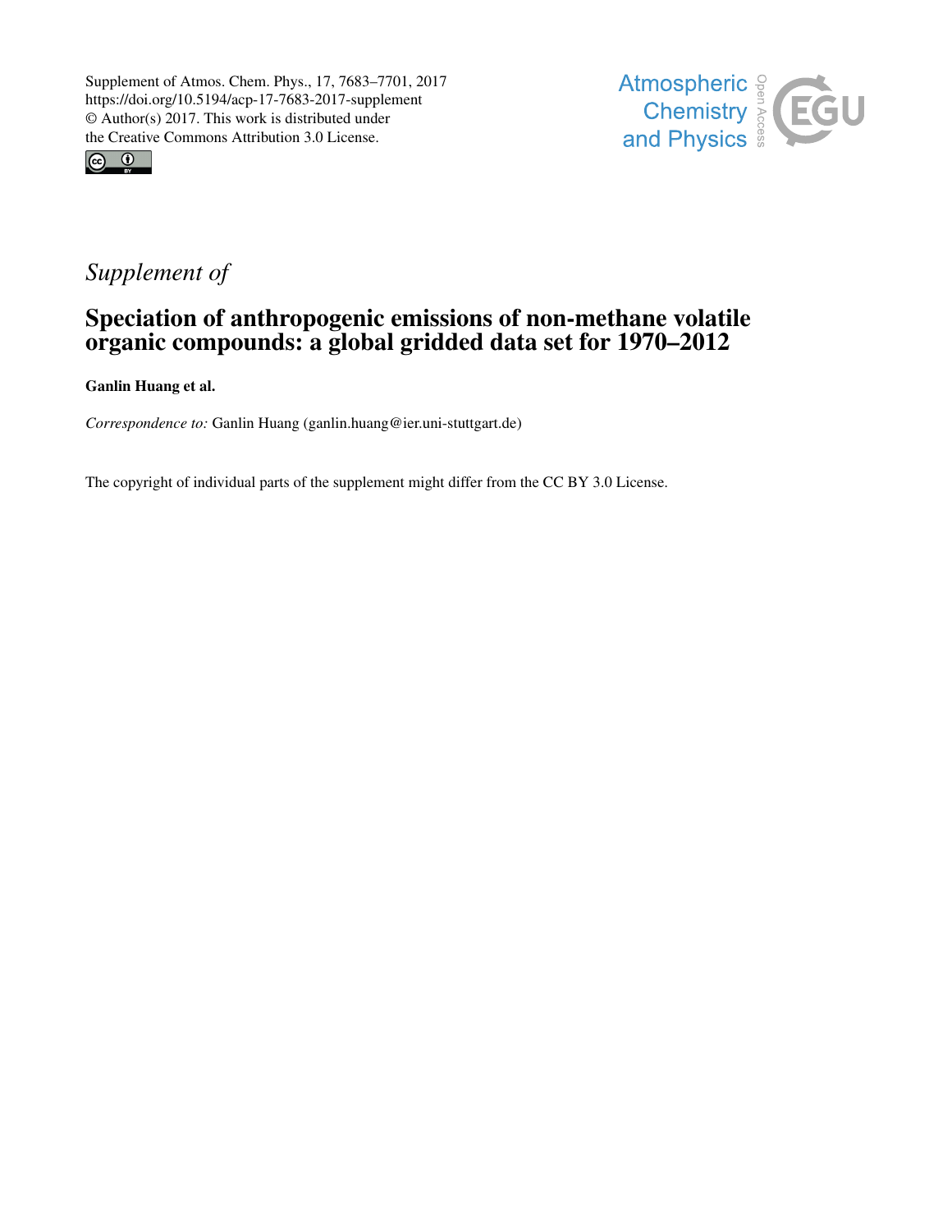Supplement of Atmos. Chem. Phys., 17, 7683–7701, 2017
https://doi.org/10.5194/acp-17-7683-2017-supplement
© Author(s) 2017. This work is distributed under
the Creative Commons Attribution 3.0 License.

*Supplement of*

# Speciation of anthropogenic emissions of non-methane volatile organic compounds: a global gridded data set for 1970–2012

**Ganlin Huang et al.**

*Correspondence to:* Ganlin Huang (ganlin.huang@ier.uni-stuttgart.de)

The copyright of individual parts of the supplement might differ from the CC BY 3.0 License.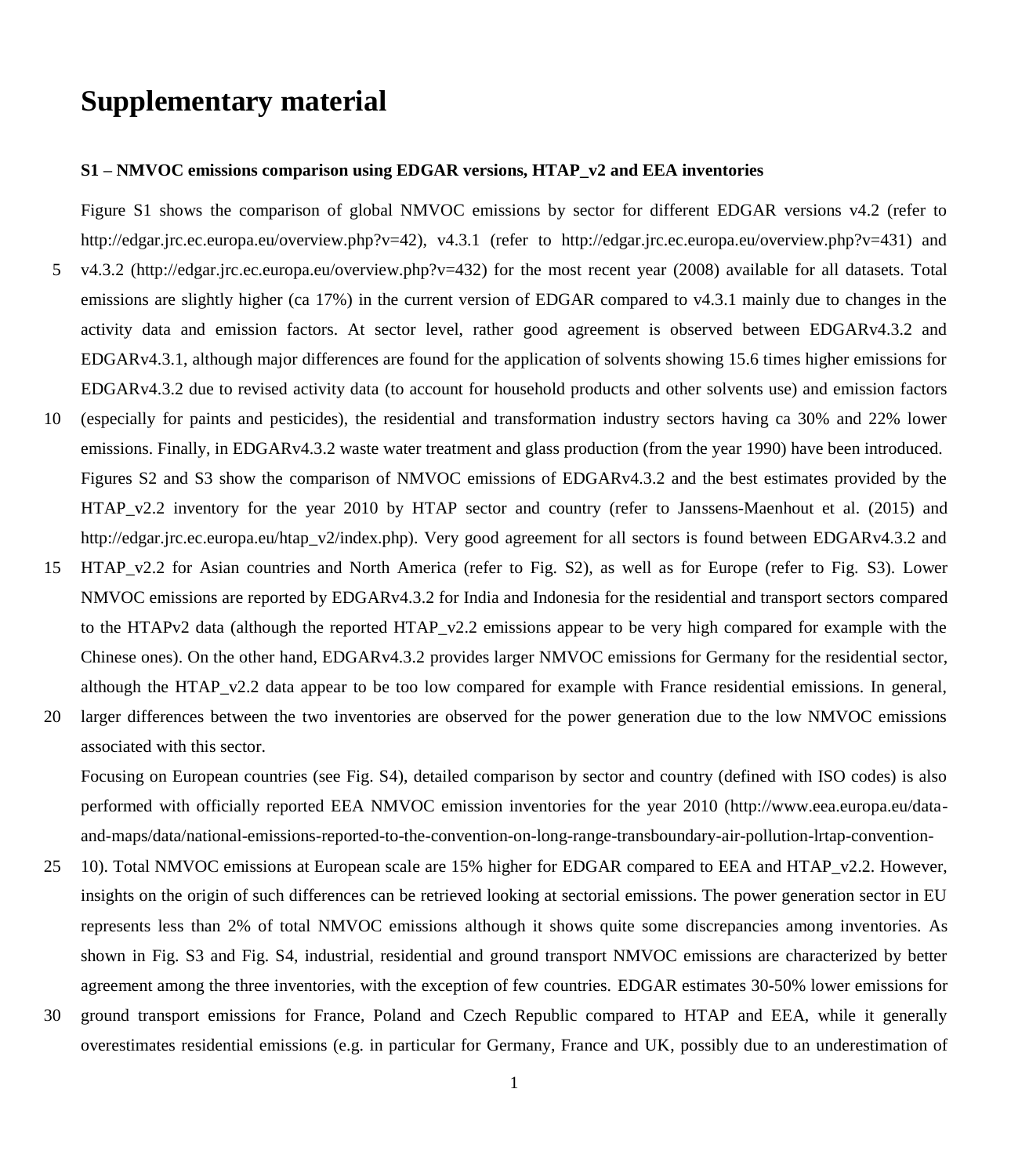# Supplementary material

### S1 – NMVOC emissions comparison using EDGAR versions, HTAP_v2 and EEA inventories

Figure S1 shows the comparison of global NMVOC emissions by sector for different EDGAR versions v4.2 (refer to http://edgar.jrc.ec.europa.eu/overview.php?v=42), v4.3.1 (refer to http://edgar.jrc.ec.europa.eu/overview.php?v=431) and v4.3.2 (http://edgar.jrc.ec.europa.eu/overview.php?v=432) for the most recent year (2008) available for all datasets. Total emissions are slightly higher (ca 17%) in the current version of EDGAR compared to v4.3.1 mainly due to changes in the activity data and emission factors. At sector level, rather good agreement is observed between EDGARv4.3.2 and EDGARv4.3.1, although major differences are found for the application of solvents showing 15.6 times higher emissions for EDGARv4.3.2 due to revised activity data (to account for household products and other solvents use) and emission factors (especially for paints and pesticides), the residential and transformation industry sectors having ca 30% and 22% lower emissions. Finally, in EDGARv4.3.2 waste water treatment and glass production (from the year 1990) have been introduced.

Figures S2 and S3 show the comparison of NMVOC emissions of EDGARv4.3.2 and the best estimates provided by the HTAP_v2.2 inventory for the year 2010 by HTAP sector and country (refer to Janssens-Maenhout et al. (2015) and http://edgar.jrc.ec.europa.eu/htap_v2/index.php). Very good agreement for all sectors is found between EDGARv4.3.2 and HTAP_v2.2 for Asian countries and North America (refer to Fig. S2), as well as for Europe (refer to Fig. S3). Lower NMVOC emissions are reported by EDGARv4.3.2 for India and Indonesia for the residential and transport sectors compared to the HTAPv2 data (although the reported HTAP_v2.2 emissions appear to be very high compared for example with the Chinese ones). On the other hand, EDGARv4.3.2 provides larger NMVOC emissions for Germany for the residential sector, although the HTAP_v2.2 data appear to be too low compared for example with France residential emissions. In general, larger differences between the two inventories are observed for the power generation due to the low NMVOC emissions associated with this sector.

Focusing on European countries (see Fig. S4), detailed comparison by sector and country (defined with ISO codes) is also performed with officially reported EEA NMVOC emission inventories for the year 2010 (http://www.eea.europa.eu/data-and-maps/data/national-emissions-reported-to-the-convention-on-long-range-transboundary-air-pollution-lrtap-convention-10). Total NMVOC emissions at European scale are 15% higher for EDGAR compared to EEA and HTAP_v2.2. However, insights on the origin of such differences can be retrieved looking at sectorial emissions. The power generation sector in EU represents less than 2% of total NMVOC emissions although it shows quite some discrepancies among inventories. As shown in Fig. S3 and Fig. S4, industrial, residential and ground transport NMVOC emissions are characterized by better agreement among the three inventories, with the exception of few countries. EDGAR estimates 30-50% lower emissions for ground transport emissions for France, Poland and Czech Republic compared to HTAP and EEA, while it generally overestimates residential emissions (e.g. in particular for Germany, France and UK, possibly due to an underestimation of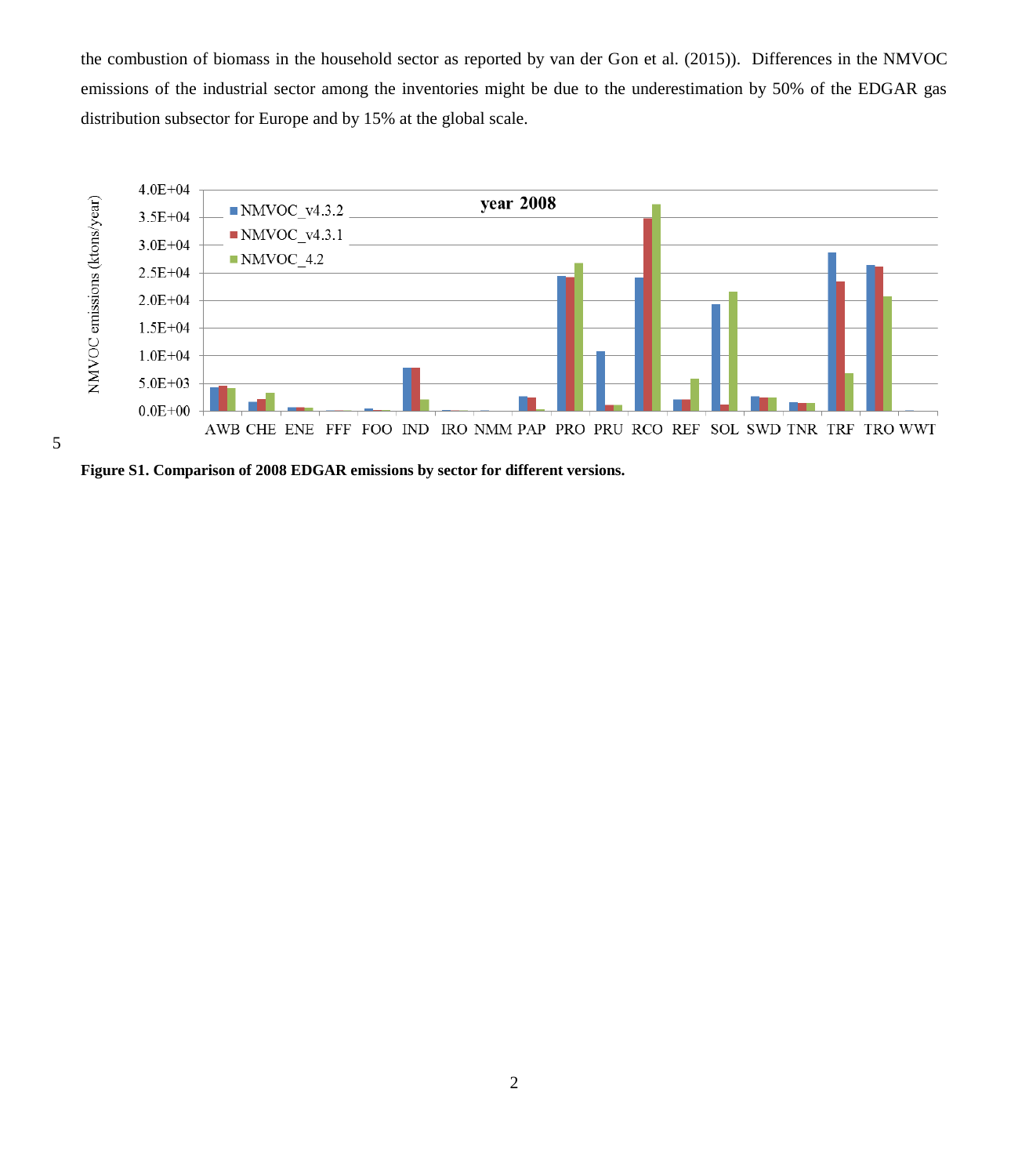the combustion of biomass in the household sector as reported by van der Gon et al. (2015)). Differences in the NMVOC emissions of the industrial sector among the inventories might be due to the underestimation by 50% of the EDGAR gas distribution subsector for Europe and by 15% at the global scale.

**Figure S1. Comparison of 2008 EDGAR emissions by sector for different versions.**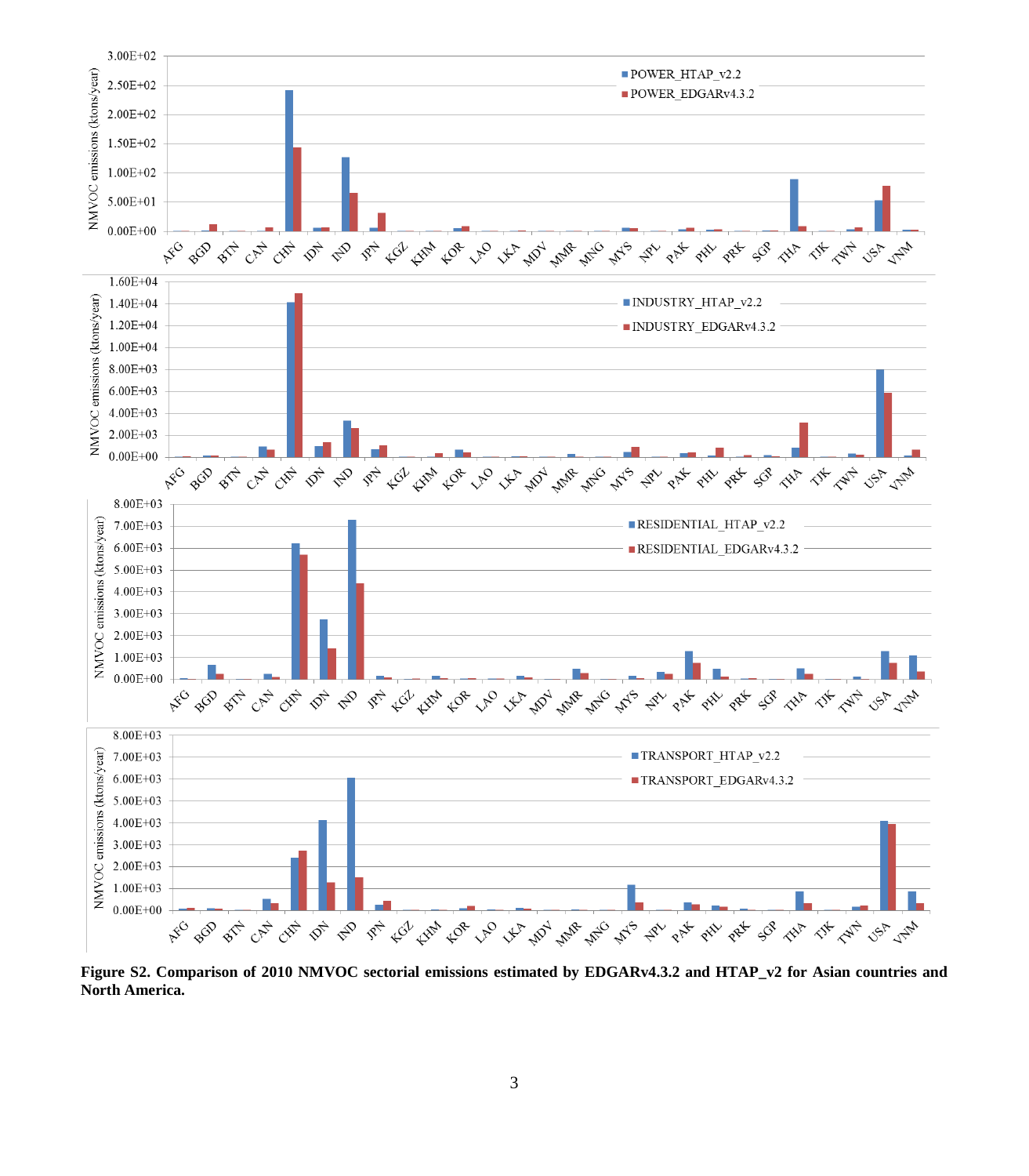**Figure S2. Comparison of 2010 NMVOC sectorial emissions estimated by EDGARv4.3.2 and HTAP_v2 for Asian countries and North America.**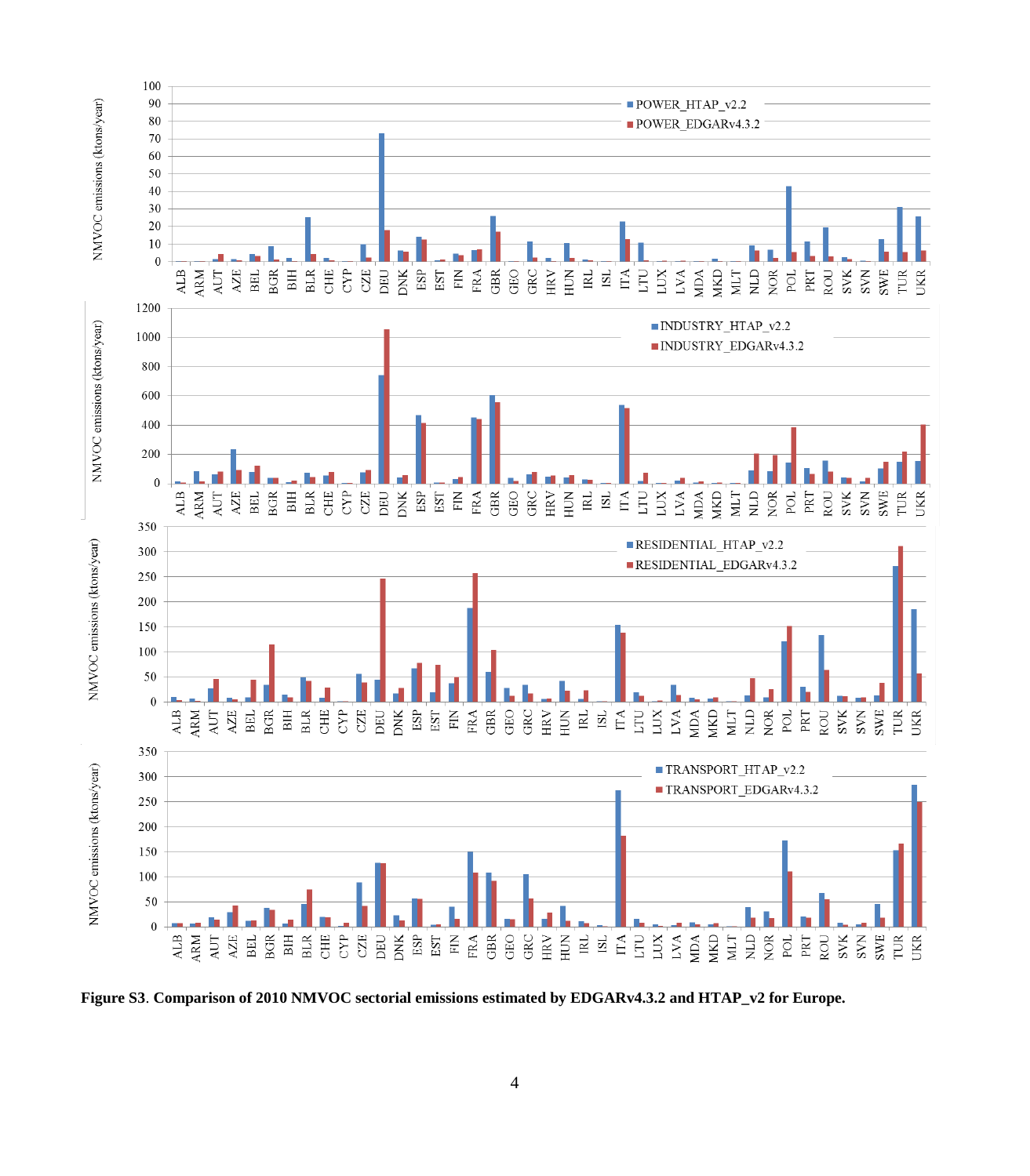**Figure S3**. **Comparison of 2010 NMVOC sectorial emissions estimated by EDGARv4.3.2 and HTAP_v2 for Europe.**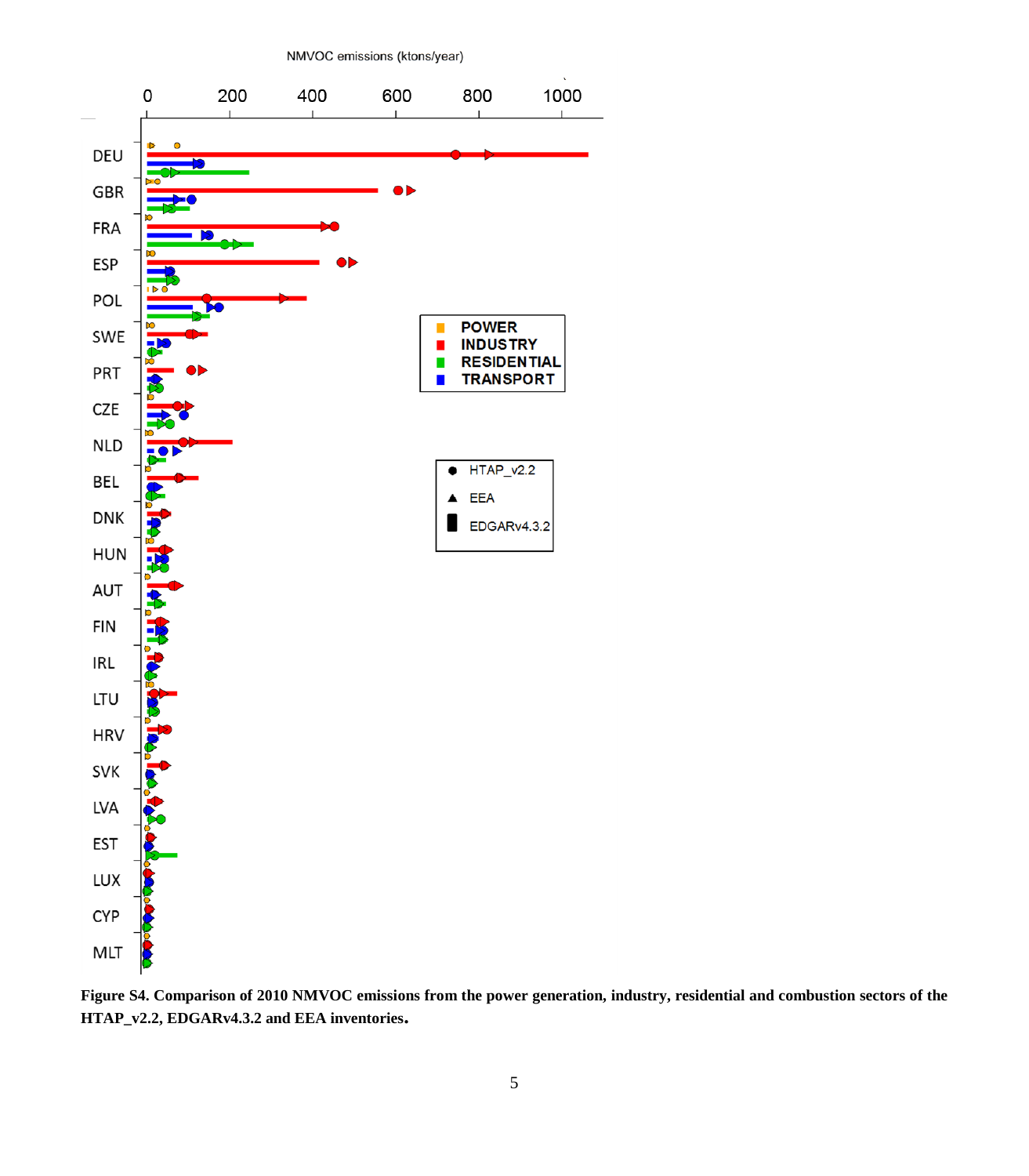**Figure S4. Comparison of 2010 NMVOC emissions from the power generation, industry, residential and combustion sectors of the HTAP_v2.2, EDGARv4.3.2 and EEA inventories.**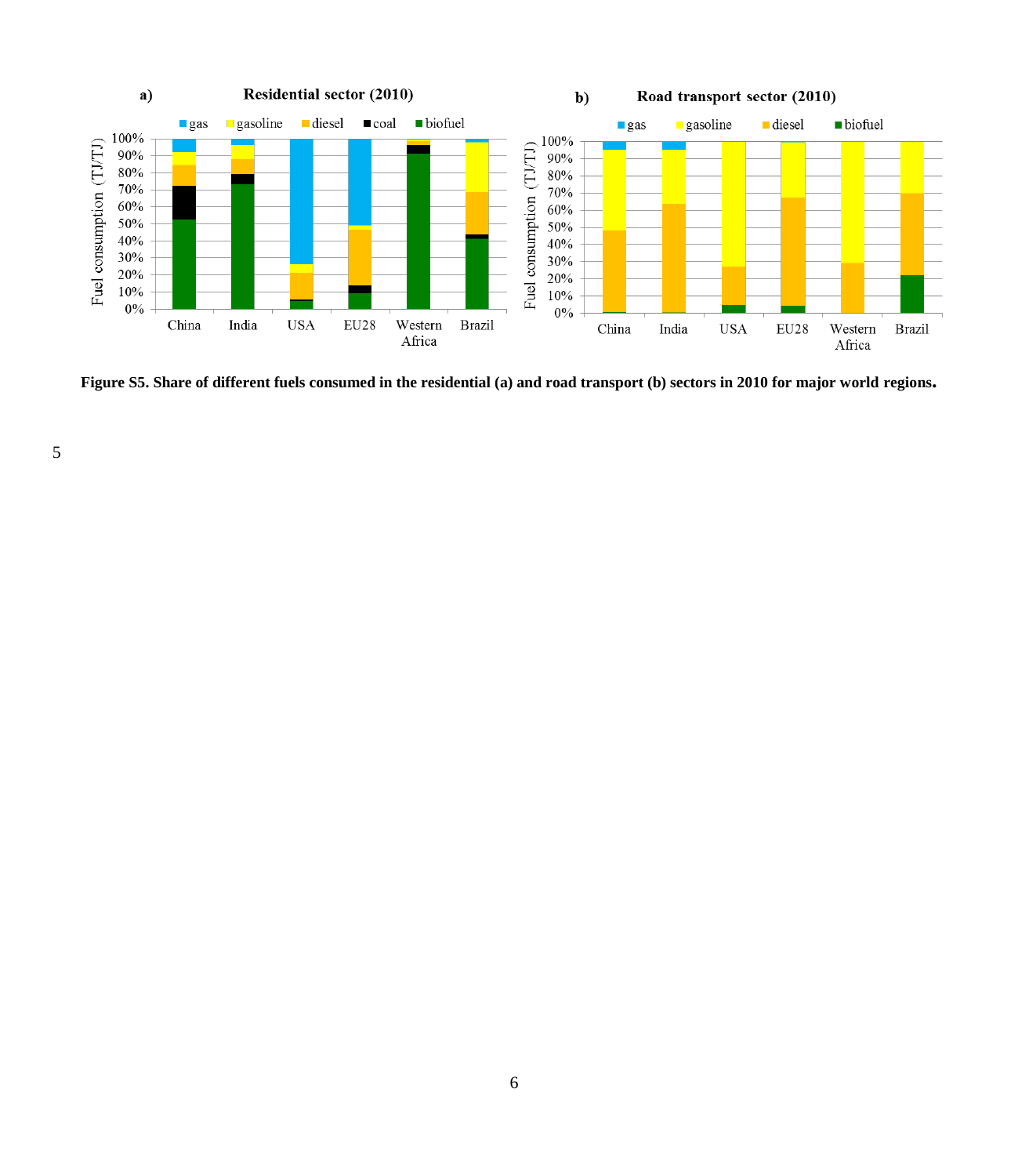**Figure S5. Share of different fuels consumed in the residential (a) and road transport (b) sectors in 2010 for major world regions.**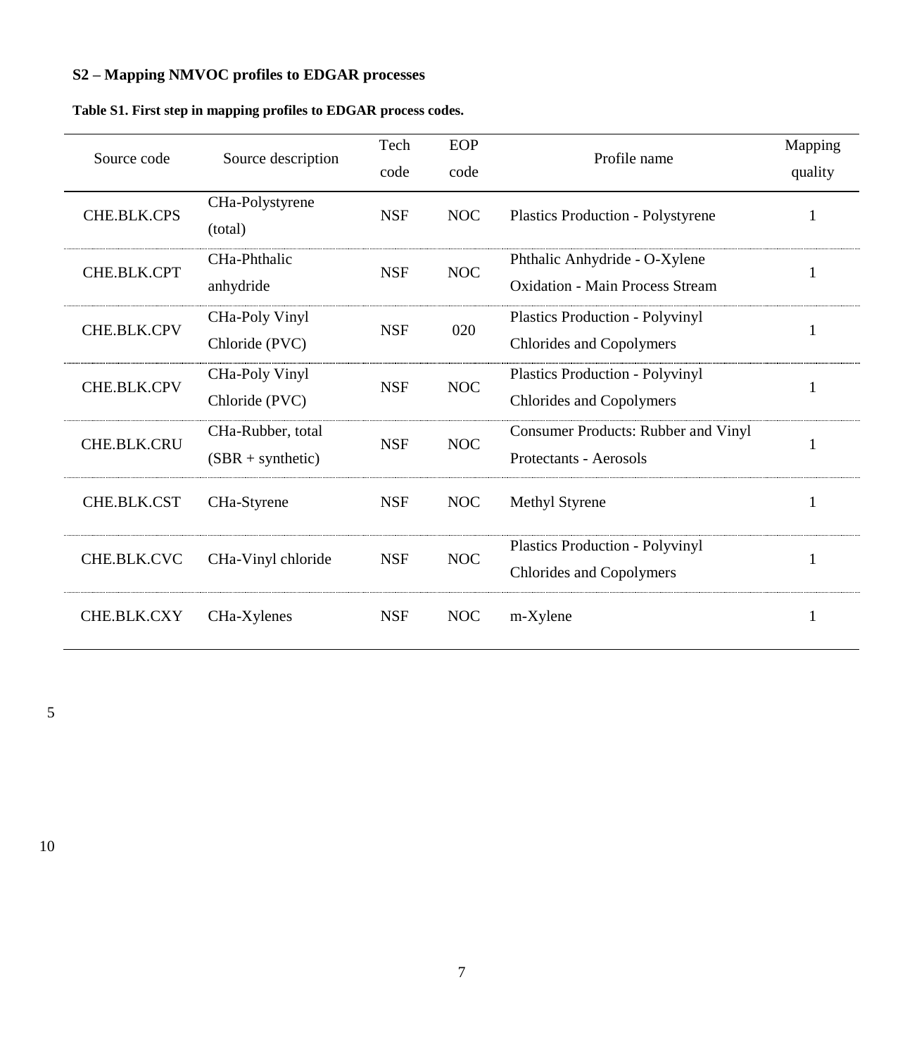## S2 – Mapping NMVOC profiles to EDGAR processes

**Table S1. First step in mapping profiles to EDGAR process codes.**

| Source code | Source description | Tech code | EOP code | Profile name | Mapping quality |
|---|---|---|---|---|---|
| CHE.BLK.CPS | CHa-Polystyrene (total) | NSF | NOC | Plastics Production - Polystyrene | 1 |
| CHE.BLK.CPT | CHa-Phthalic anhydride | NSF | NOC | Phthalic Anhydride - O-Xylene Oxidation - Main Process Stream | 1 |
| CHE.BLK.CPV | CHa-Poly Vinyl Chloride (PVC) | NSF | 020 | Plastics Production - Polyvinyl Chlorides and Copolymers | 1 |
| CHE.BLK.CPV | CHa-Poly Vinyl Chloride (PVC) | NSF | NOC | Plastics Production - Polyvinyl Chlorides and Copolymers | 1 |
| CHE.BLK.CRU | CHa-Rubber, total (SBR + synthetic) | NSF | NOC | Consumer Products: Rubber and Vinyl Protectants - Aerosols | 1 |
| CHE.BLK.CST | CHa-Styrene | NSF | NOC | Methyl Styrene | 1 |
| CHE.BLK.CVC | CHa-Vinyl chloride | NSF | NOC | Plastics Production - Polyvinyl Chlorides and Copolymers | 1 |
| CHE.BLK.CXY | CHa-Xylenes | NSF | NOC | m-Xylene | 1 |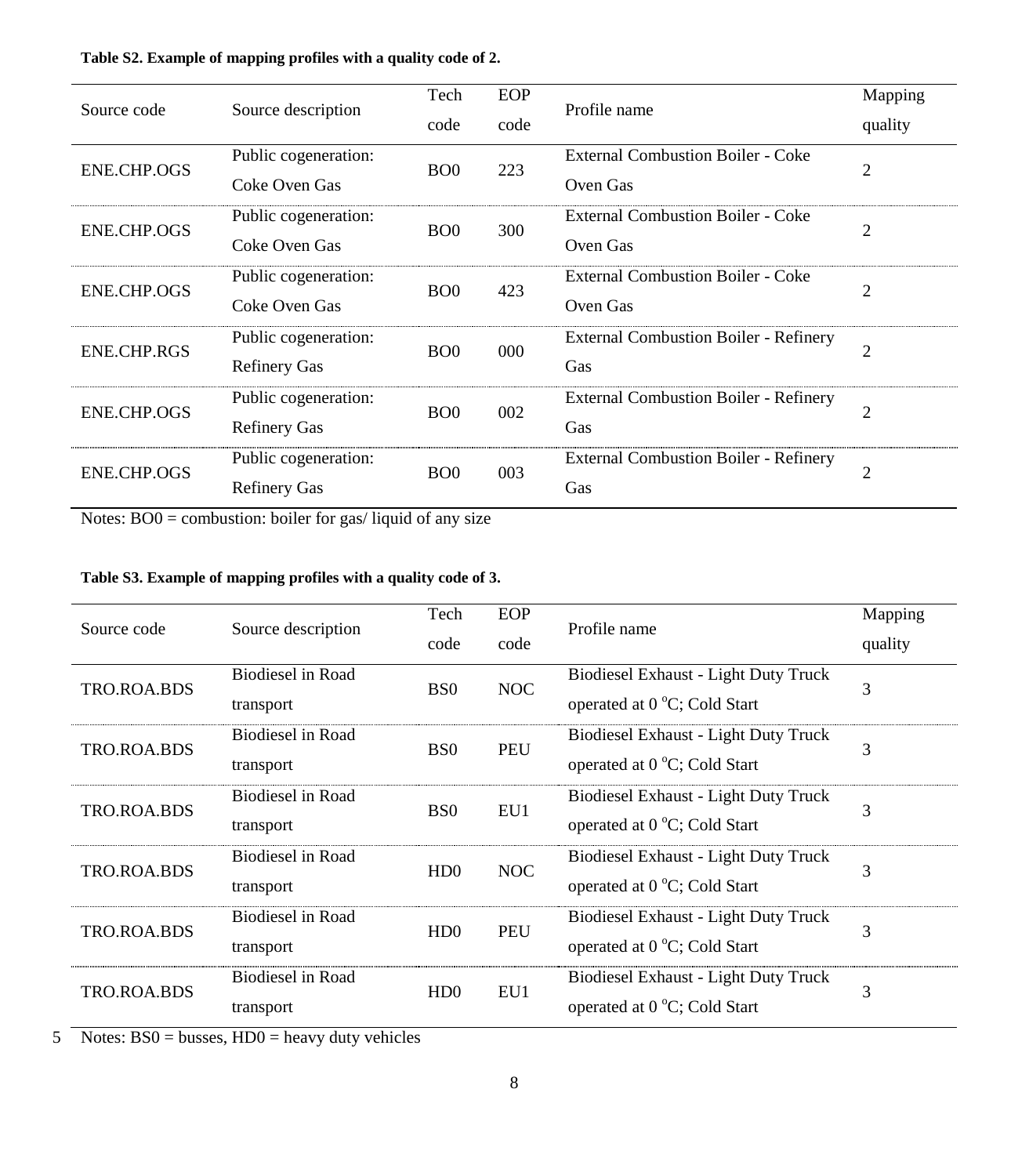**Table S2. Example of mapping profiles with a quality code of 2.**

| Source code | Source description | Tech code | EOP code | Profile name | Mapping quality |
|---|---|---|---|---|---|
| ENE.CHP.OGS | Public cogeneration: Coke Oven Gas | BO0 | 223 | External Combustion Boiler - Coke Oven Gas | 2 |
| ENE.CHP.OGS | Public cogeneration: Coke Oven Gas | BO0 | 300 | External Combustion Boiler - Coke Oven Gas | 2 |
| ENE.CHP.OGS | Public cogeneration: Coke Oven Gas | BO0 | 423 | External Combustion Boiler - Coke Oven Gas | 2 |
| ENE.CHP.RGS | Public cogeneration: Refinery Gas | BO0 | 000 | External Combustion Boiler - Refinery Gas | 2 |
| ENE.CHP.OGS | Public cogeneration: Refinery Gas | BO0 | 002 | External Combustion Boiler - Refinery Gas | 2 |
| ENE.CHP.OGS | Public cogeneration: Refinery Gas | BO0 | 003 | External Combustion Boiler - Refinery Gas | 2 |

Notes: BO0 = combustion: boiler for gas/ liquid of any size

**Table S3. Example of mapping profiles with a quality code of 3.**

| Source code | Source description | Tech code | EOP code | Profile name | Mapping quality |
|---|---|---|---|---|---|
| TRO.ROA.BDS | Biodiesel in Road transport | BS0 | NOC | Biodiesel Exhaust - Light Duty Truck operated at 0 $^{o}$C; Cold Start | 3 |
| TRO.ROA.BDS | Biodiesel in Road transport | BS0 | PEU | Biodiesel Exhaust - Light Duty Truck operated at 0 $^{o}$C; Cold Start | 3 |
| TRO.ROA.BDS | Biodiesel in Road transport | BS0 | EU1 | Biodiesel Exhaust - Light Duty Truck operated at 0 $^{o}$C; Cold Start | 3 |
| TRO.ROA.BDS | Biodiesel in Road transport | HD0 | NOC | Biodiesel Exhaust - Light Duty Truck operated at 0 $^{o}$C; Cold Start | 3 |
| TRO.ROA.BDS | Biodiesel in Road transport | HD0 | PEU | Biodiesel Exhaust - Light Duty Truck operated at 0 $^{o}$C; Cold Start | 3 |
| TRO.ROA.BDS | Biodiesel in Road transport | HD0 | EU1 | Biodiesel Exhaust - Light Duty Truck operated at 0 $^{o}$C; Cold Start | 3 |

Notes: BS0 = busses, HD0 = heavy duty vehicles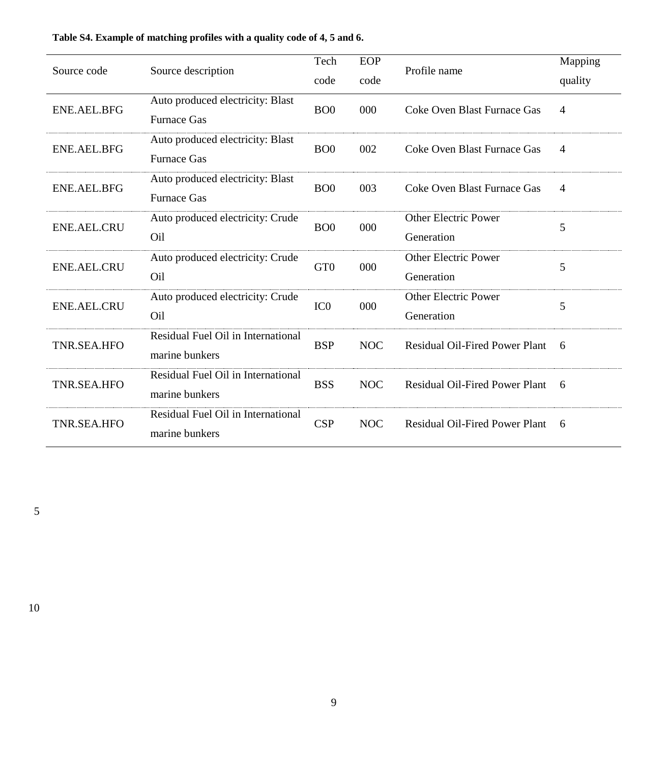**Table S4. Example of matching profiles with a quality code of 4, 5 and 6.**

| Source code | Source description | Tech code | EOP code | Profile name | Mapping quality |
|---|---|---|---|---|---|
| ENE.AEL.BFG | Auto produced electricity: Blast Furnace Gas | BO0 | 000 | Coke Oven Blast Furnace Gas | 4 |
| ENE.AEL.BFG | Auto produced electricity: Blast Furnace Gas | BO0 | 002 | Coke Oven Blast Furnace Gas | 4 |
| ENE.AEL.BFG | Auto produced electricity: Blast Furnace Gas | BO0 | 003 | Coke Oven Blast Furnace Gas | 4 |
| ENE.AEL.CRU | Auto produced electricity: Crude Oil | BO0 | 000 | Other Electric Power Generation | 5 |
| ENE.AEL.CRU | Auto produced electricity: Crude Oil | GT0 | 000 | Other Electric Power Generation | 5 |
| ENE.AEL.CRU | Auto produced electricity: Crude Oil | IC0 | 000 | Other Electric Power Generation | 5 |
| TNR.SEA.HFO | Residual Fuel Oil in International marine bunkers | BSP | NOC | Residual Oil-Fired Power Plant | 6 |
| TNR.SEA.HFO | Residual Fuel Oil in International marine bunkers | BSS | NOC | Residual Oil-Fired Power Plant | 6 |
| TNR.SEA.HFO | Residual Fuel Oil in International marine bunkers | CSP | NOC | Residual Oil-Fired Power Plant | 6 |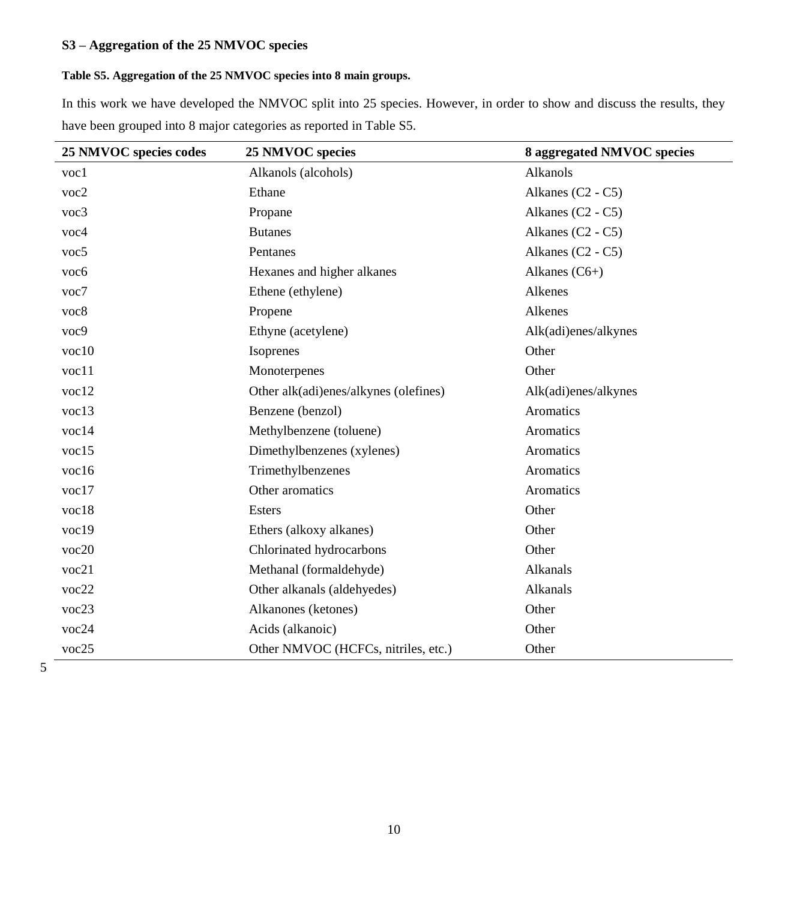## S3 – Aggregation of the 25 NMVOC species

**Table S5. Aggregation of the 25 NMVOC species into 8 main groups.**

In this work we have developed the NMVOC split into 25 species. However, in order to show and discuss the results, they have been grouped into 8 major categories as reported in Table S5.

| 25 NMVOC species codes | 25 NMVOC species | 8 aggregated NMVOC species |
|---|---|---|
| voc1 | Alkanols (alcohols) | Alkanols |
| voc2 | Ethane | Alkanes (C2 - C5) |
| voc3 | Propane | Alkanes (C2 - C5) |
| voc4 | Butanes | Alkanes (C2 - C5) |
| voc5 | Pentanes | Alkanes (C2 - C5) |
| voc6 | Hexanes and higher alkanes | Alkanes (C6+) |
| voc7 | Ethene (ethylene) | Alkenes |
| voc8 | Propene | Alkenes |
| voc9 | Ethyne (acetylene) | Alk(adi)enes/alkynes |
| voc10 | Isoprenes | Other |
| voc11 | Monoterpenes | Other |
| voc12 | Other alk(adi)enes/alkynes (olefines) | Alk(adi)enes/alkynes |
| voc13 | Benzene (benzol) | Aromatics |
| voc14 | Methylbenzene (toluene) | Aromatics |
| voc15 | Dimethylbenzenes (xylenes) | Aromatics |
| voc16 | Trimethylbenzenes | Aromatics |
| voc17 | Other aromatics | Aromatics |
| voc18 | Esters | Other |
| voc19 | Ethers (alkoxy alkanes) | Other |
| voc20 | Chlorinated hydrocarbons | Other |
| voc21 | Methanal (formaldehyde) | Alkanals |
| voc22 | Other alkanals (aldehyedes) | Alkanals |
| voc23 | Alkanones (ketones) | Other |
| voc24 | Acids (alkanoic) | Other |
| voc25 | Other NMVOC (HCFCs, nitriles, etc.) | Other |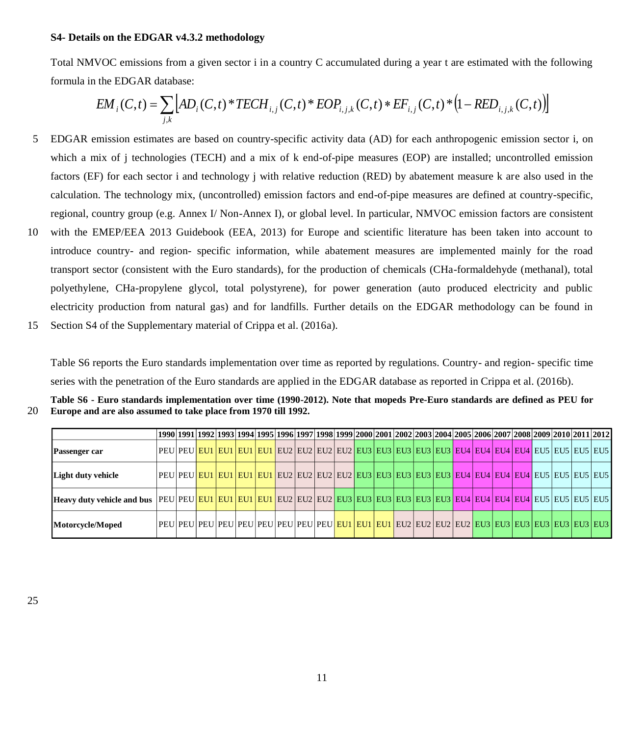### S4- Details on the EDGAR v4.3.2 methodology

Total NMVOC emissions from a given sector i in a country C accumulated during a year t are estimated with the following formula in the EDGAR database:

$$EM_i(C,t) = \sum_{j,k} \left[ AD_i(C,t) * TECH_{i,j}(C,t) * EOP_{i,j,k}(C,t) * EF_{i,j}(C,t) * \left(1 - RED_{i,j,k}(C,t)\right) \right]$$

EDGAR emission estimates are based on country-specific activity data (AD) for each anthropogenic emission sector i, on which a mix of j technologies (TECH) and a mix of k end-of-pipe measures (EOP) are installed; uncontrolled emission factors (EF) for each sector i and technology j with relative reduction (RED) by abatement measure k are also used in the calculation. The technology mix, (uncontrolled) emission factors and end-of-pipe measures are defined at country-specific, regional, country group (e.g. Annex I/ Non-Annex I), or global level. In particular, NMVOC emission factors are consistent with the EMEP/EEA 2013 Guidebook (EEA, 2013) for Europe and scientific literature has been taken into account to introduce country- and region- specific information, while abatement measures are implemented mainly for the road transport sector (consistent with the Euro standards), for the production of chemicals (CHa-formaldehyde (methanal), total polyethylene, CHa-propylene glycol, total polystyrene), for power generation (auto produced electricity and public electricity production from natural gas) and for landfills. Further details on the EDGAR methodology can be found in Section S4 of the Supplementary material of Crippa et al. (2016a).

Table S6 reports the Euro standards implementation over time as reported by regulations. Country- and region- specific time series with the penetration of the Euro standards are applied in the EDGAR database as reported in Crippa et al. (2016b).

**Table S6 - Euro standards implementation over time (1990-2012). Note that mopeds Pre-Euro standards are defined as PEU for Europe and are also assumed to take place from 1970 till 1992.**

| | 1990 | 1991 | 1992 | 1993 | 1994 | 1995 | 1996 | 1997 | 1998 | 1999 | 2000 | 2001 | 2002 | 2003 | 2004 | 2005 | 2006 | 2007 | 2008 | 2009 | 2010 | 2011 | 2012 |
|---|---|---|---|---|---|---|---|---|---|---|---|---|---|---|---|---|---|---|---|---|---|---|---|
| **Passenger car** | PEU | PEU | EU1 | EU1 | EU1 | EU1 | EU2 | EU2 | EU2 | EU2 | EU3 | EU3 | EU3 | EU3 | EU3 | EU4 | EU4 | EU4 | EU4 | EU5 | EU5 | EU5 | EU5 |
| **Light duty vehicle** | PEU | PEU | EU1 | EU1 | EU1 | EU1 | EU2 | EU2 | EU2 | EU2 | EU3 | EU3 | EU3 | EU3 | EU3 | EU4 | EU4 | EU4 | EU4 | EU5 | EU5 | EU5 | EU5 |
| **Heavy duty vehicle and bus** | PEU | PEU | EU1 | EU1 | EU1 | EU1 | EU2 | EU2 | EU2 | EU3 | EU3 | EU3 | EU3 | EU3 | EU3 | EU4 | EU4 | EU4 | EU4 | EU5 | EU5 | EU5 | EU5 |
| **Motorcycle/Moped** | PEU | PEU | PEU | PEU | PEU | PEU | PEU | PEU | PEU | EU1 | EU1 | EU1 | EU2 | EU2 | EU2 | EU2 | EU3 | EU3 | EU3 | EU3 | EU3 | EU3 | EU3 |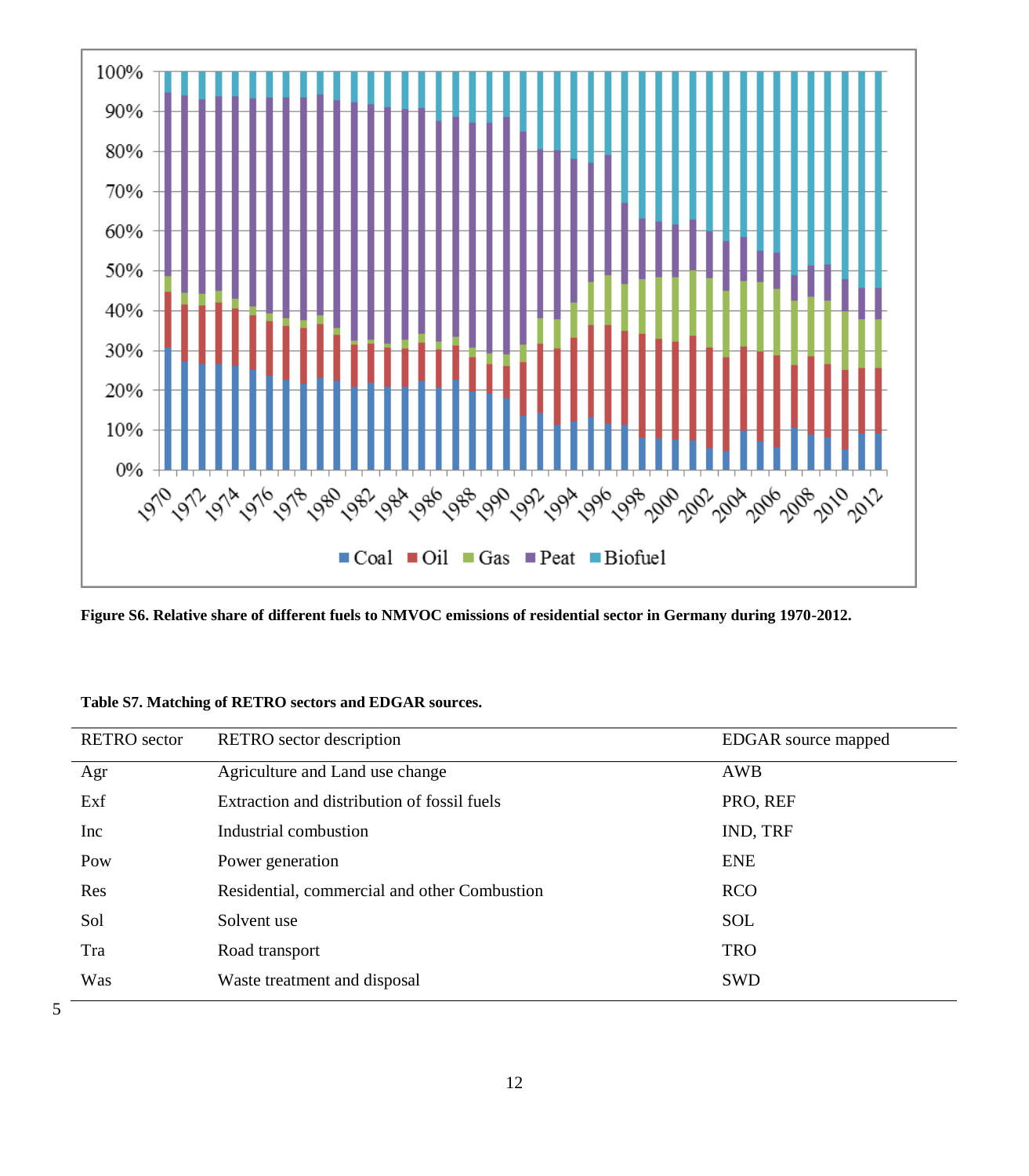**Figure S6. Relative share of different fuels to NMVOC emissions of residential sector in Germany during 1970-2012.**

**Table S7. Matching of RETRO sectors and EDGAR sources.**

| RETRO sector | RETRO sector description | EDGAR source mapped |
|---|---|---|
| Agr | Agriculture and Land use change | AWB |
| Exf | Extraction and distribution of fossil fuels | PRO, REF |
| Inc | Industrial combustion | IND, TRF |
| Pow | Power generation | ENE |
| Res | Residential, commercial and other Combustion | RCO |
| Sol | Solvent use | SOL |
| Tra | Road transport | TRO |
| Was | Waste treatment and disposal | SWD |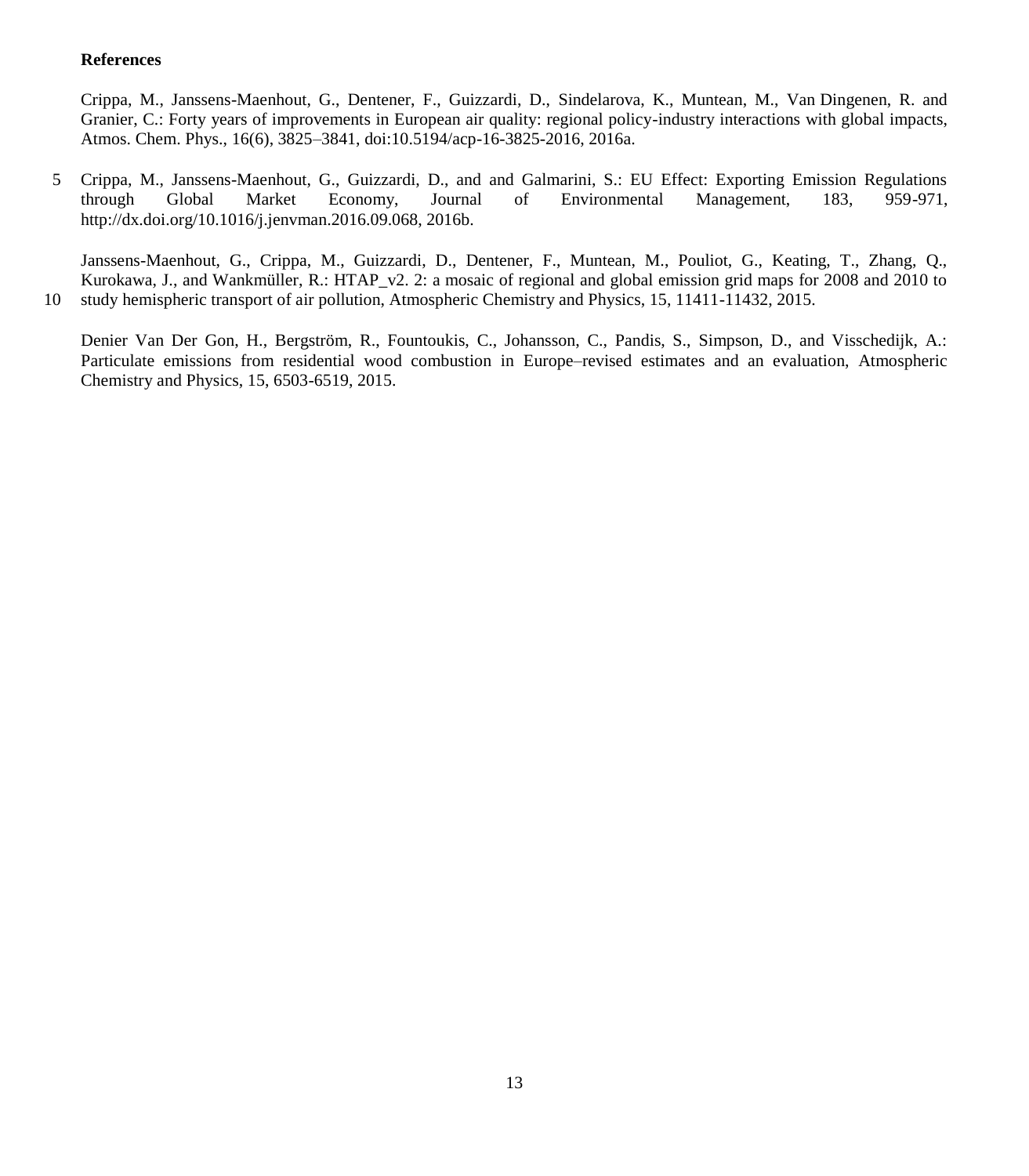**References**

Crippa, M., Janssens-Maenhout, G., Dentener, F., Guizzardi, D., Sindelarova, K., Muntean, M., Van Dingenen, R. and Granier, C.: Forty years of improvements in European air quality: regional policy-industry interactions with global impacts, Atmos. Chem. Phys., 16(6), 3825–3841, doi:10.5194/acp-16-3825-2016, 2016a.

Crippa, M., Janssens-Maenhout, G., Guizzardi, D., and and Galmarini, S.: EU Effect: Exporting Emission Regulations through Global Market Economy, Journal of Environmental Management, 183, 959-971, http://dx.doi.org/10.1016/j.jenvman.2016.09.068, 2016b.

Janssens-Maenhout, G., Crippa, M., Guizzardi, D., Dentener, F., Muntean, M., Pouliot, G., Keating, T., Zhang, Q., Kurokawa, J., and Wankmüller, R.: HTAP_v2. 2: a mosaic of regional and global emission grid maps for 2008 and 2010 to study hemispheric transport of air pollution, Atmospheric Chemistry and Physics, 15, 11411-11432, 2015.

Denier Van Der Gon, H., Bergström, R., Fountoukis, C., Johansson, C., Pandis, S., Simpson, D., and Visschedijk, A.: Particulate emissions from residential wood combustion in Europe–revised estimates and an evaluation, Atmospheric Chemistry and Physics, 15, 6503-6519, 2015.